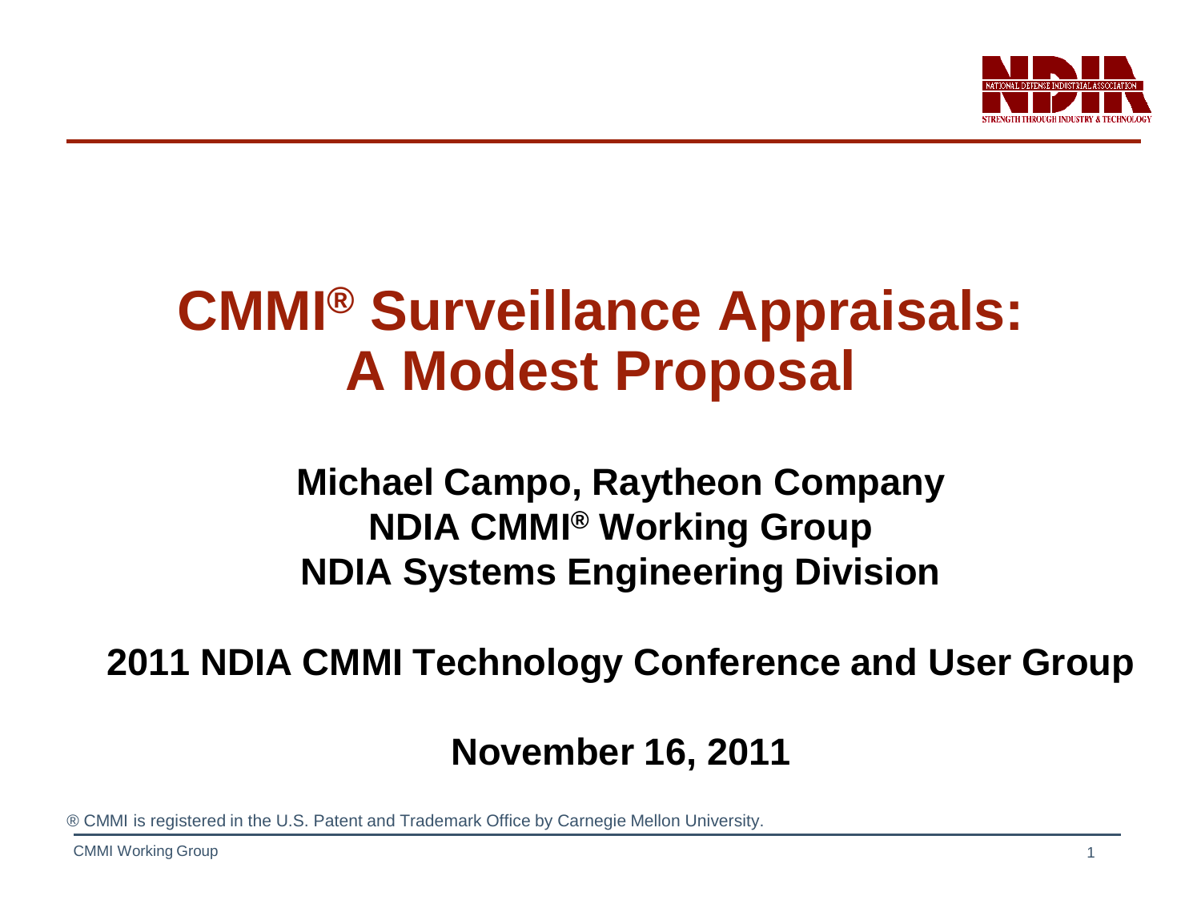# CMMI® Surveillance Appraisals: A Modest Proposal

**Michael Campo, Raytheon Company**
**NDIA CMMI® Working Group**
**NDIA Systems Engineering Division**

**2011 NDIA CMMI Technology Conference and User Group**

**November 16, 2011**

® CMMI is registered in the U.S. Patent and Trademark Office by Carnegie Mellon University.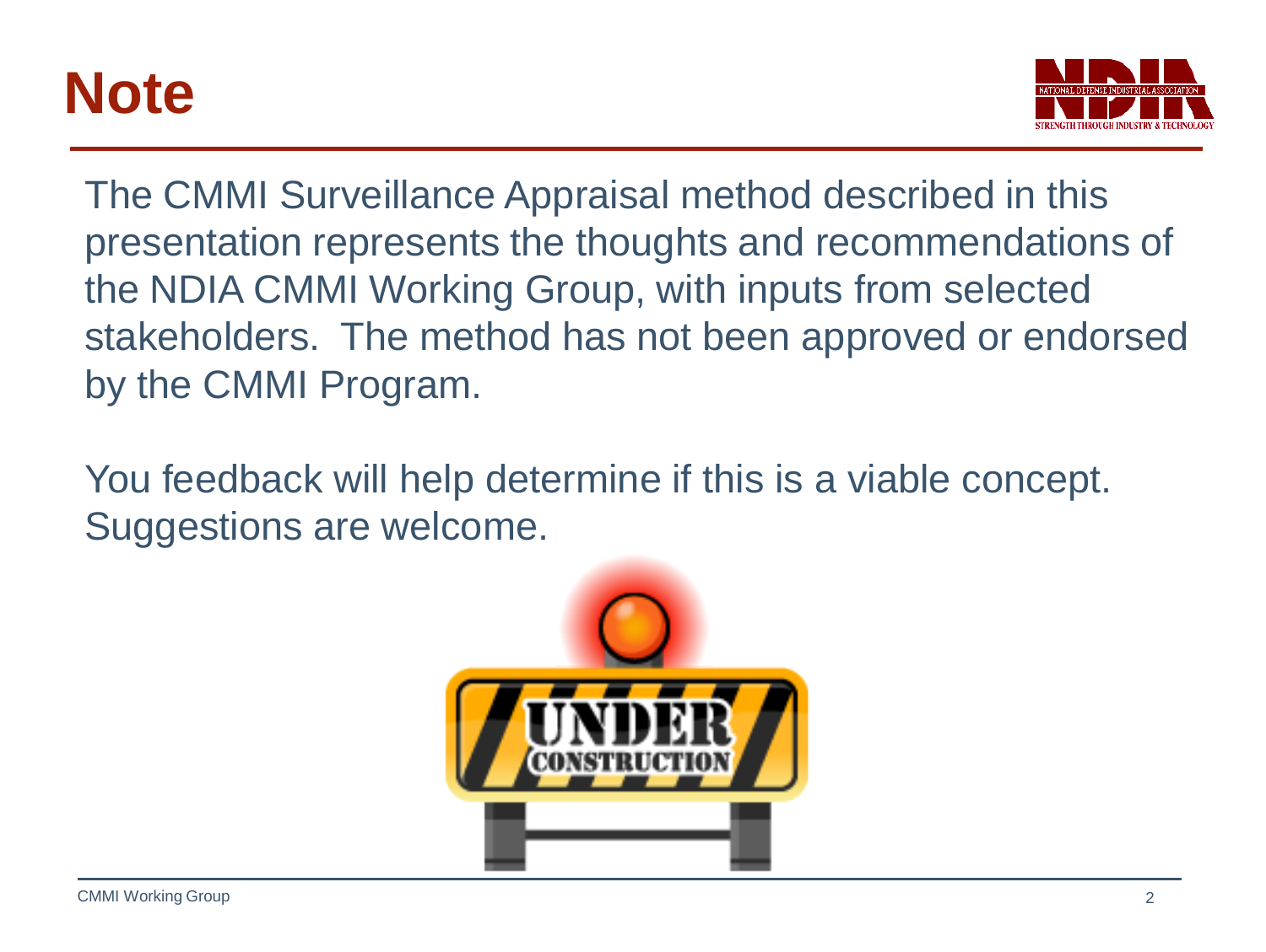# Note

The CMMI Surveillance Appraisal method described in this presentation represents the thoughts and recommendations of the NDIA CMMI Working Group, with inputs from selected stakeholders. The method has not been approved or endorsed by the CMMI Program.

You feedback will help determine if this is a viable concept. Suggestions are welcome.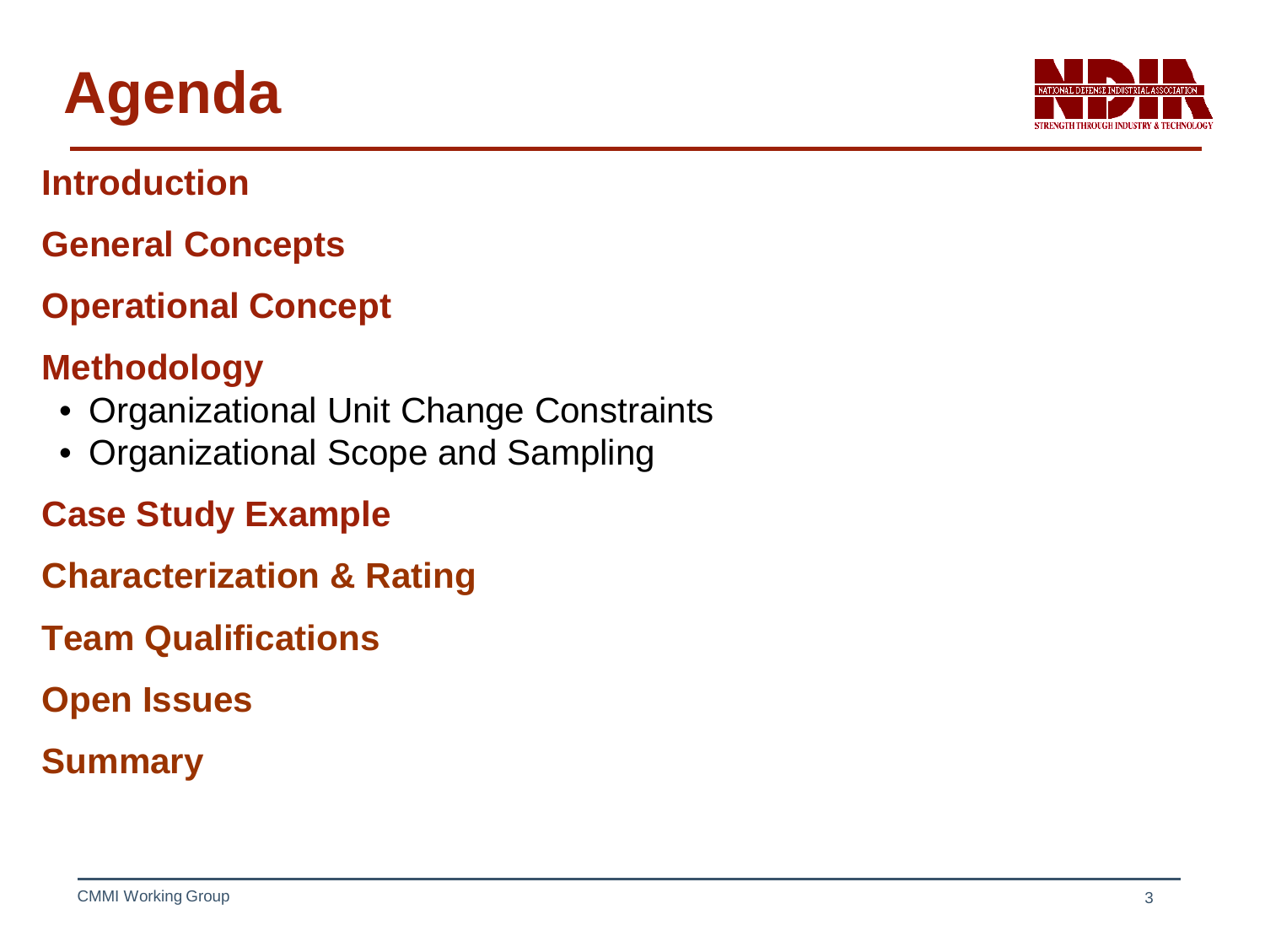# Agenda

**Introduction**

**General Concepts**

**Operational Concept**

**Methodology**

- Organizational Unit Change Constraints
- Organizational Scope and Sampling

**Case Study Example**

**Characterization & Rating**

**Team Qualifications**

**Open Issues**

**Summary**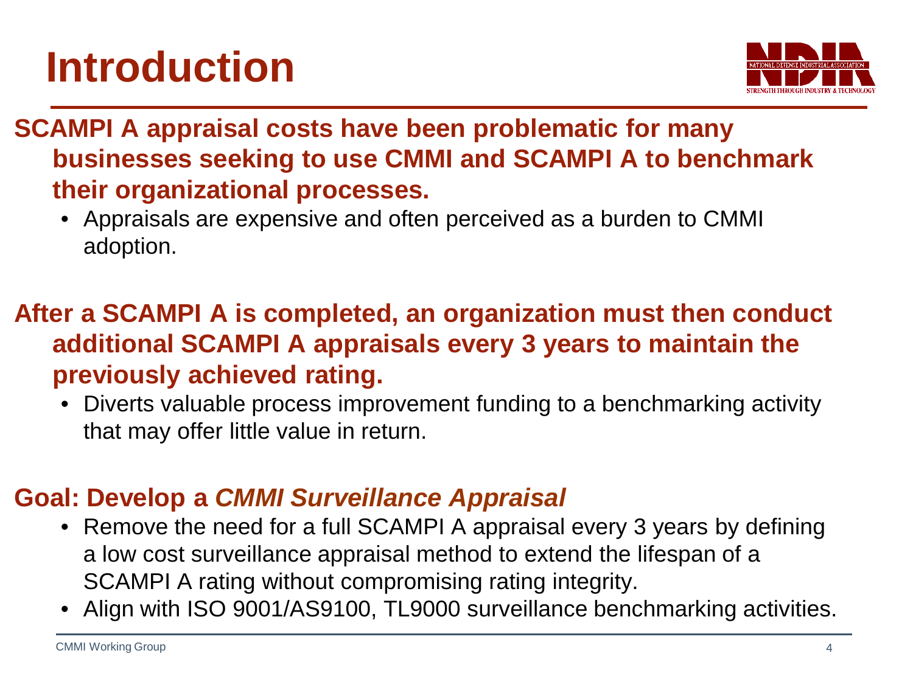# Introduction

**SCAMPI A appraisal costs have been problematic for many businesses seeking to use CMMI and SCAMPI A to benchmark their organizational processes.**

- Appraisals are expensive and often perceived as a burden to CMMI adoption.

**After a SCAMPI A is completed, an organization must then conduct additional SCAMPI A appraisals every 3 years to maintain the previously achieved rating.**

- Diverts valuable process improvement funding to a benchmarking activity that may offer little value in return.

**Goal: Develop a *CMMI Surveillance Appraisal***

- Remove the need for a full SCAMPI A appraisal every 3 years by defining a low cost surveillance appraisal method to extend the lifespan of a SCAMPI A rating without compromising rating integrity.
- Align with ISO 9001/AS9100, TL9000 surveillance benchmarking activities.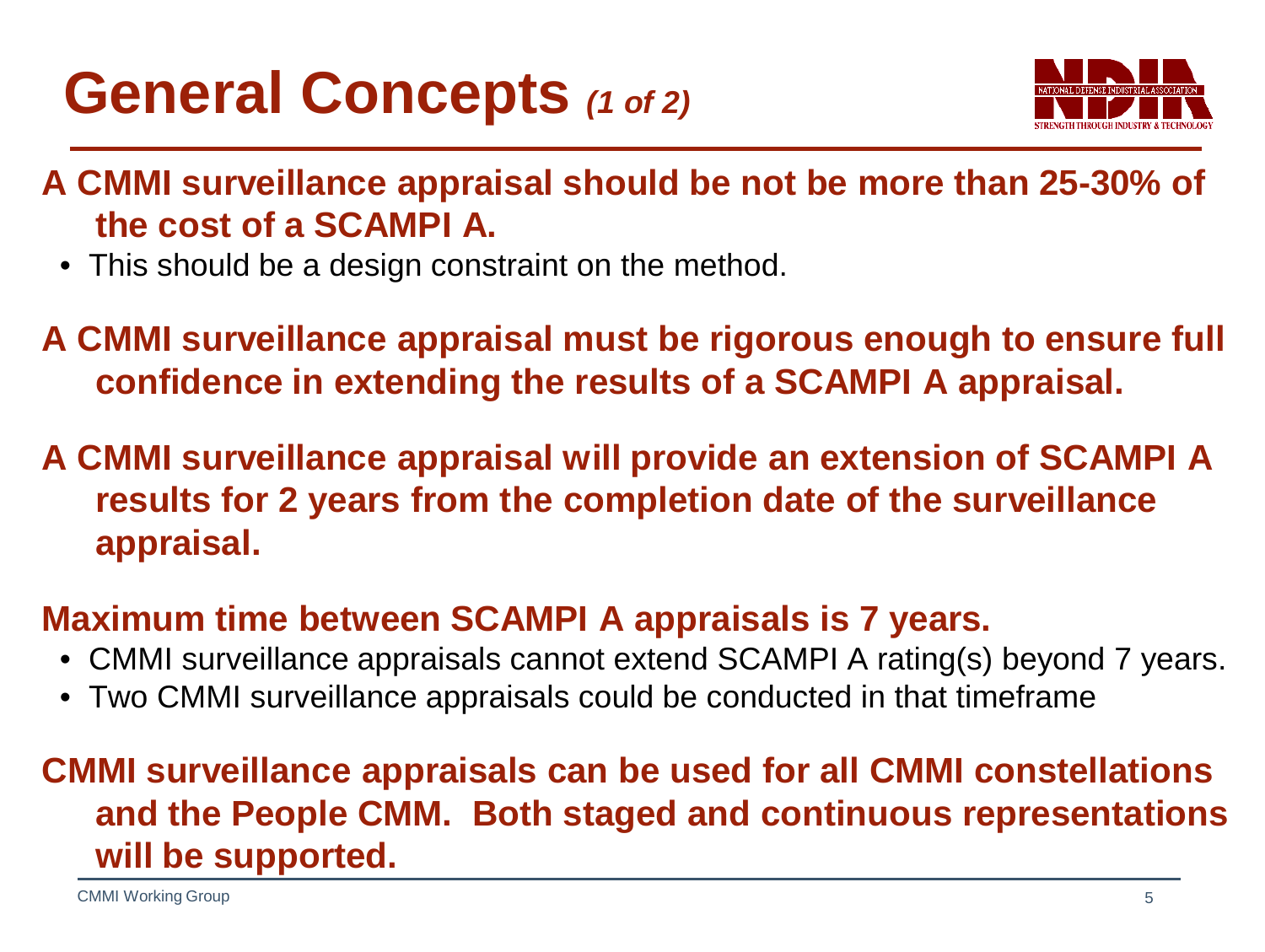# General Concepts *(1 of 2)*

**A CMMI surveillance appraisal should be not be more than 25-30% of the cost of a SCAMPI A.**

- This should be a design constraint on the method.

**A CMMI surveillance appraisal must be rigorous enough to ensure full confidence in extending the results of a SCAMPI A appraisal.**

**A CMMI surveillance appraisal will provide an extension of SCAMPI A results for 2 years from the completion date of the surveillance appraisal.**

**Maximum time between SCAMPI A appraisals is 7 years.**

- CMMI surveillance appraisals cannot extend SCAMPI A rating(s) beyond 7 years.
- Two CMMI surveillance appraisals could be conducted in that timeframe

**CMMI surveillance appraisals can be used for all CMMI constellations and the People CMM. Both staged and continuous representations will be supported.**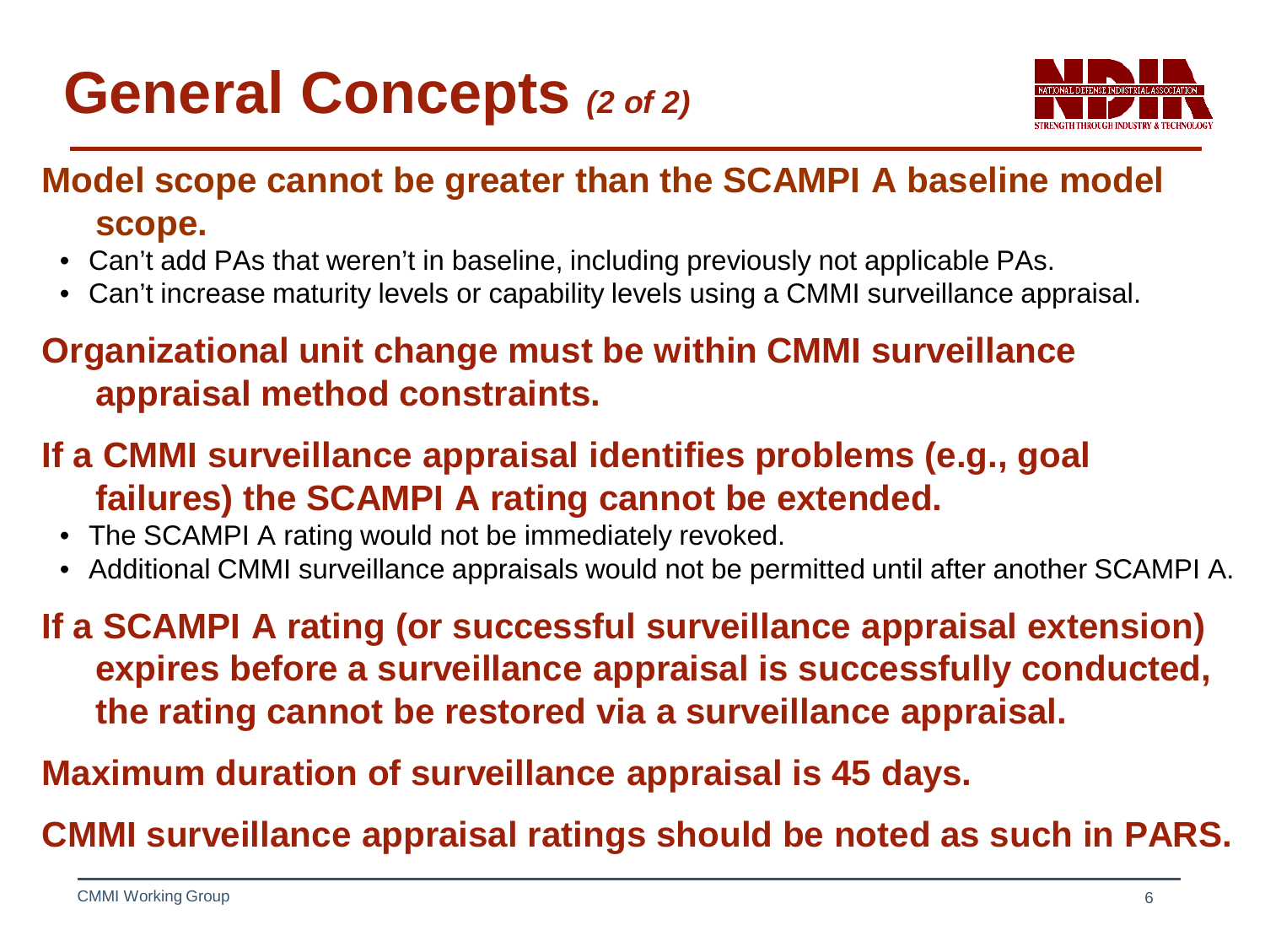# General Concepts *(2 of 2)*

**Model scope cannot be greater than the SCAMPI A baseline model scope.**

- Can't add PAs that weren't in baseline, including previously not applicable PAs.
- Can't increase maturity levels or capability levels using a CMMI surveillance appraisal.

**Organizational unit change must be within CMMI surveillance appraisal method constraints.**

**If a CMMI surveillance appraisal identifies problems (e.g., goal failures) the SCAMPI A rating cannot be extended.**

- The SCAMPI A rating would not be immediately revoked.
- Additional CMMI surveillance appraisals would not be permitted until after another SCAMPI A.

**If a SCAMPI A rating (or successful surveillance appraisal extension) expires before a surveillance appraisal is successfully conducted, the rating cannot be restored via a surveillance appraisal.**

**Maximum duration of surveillance appraisal is 45 days.**

**CMMI surveillance appraisal ratings should be noted as such in PARS.**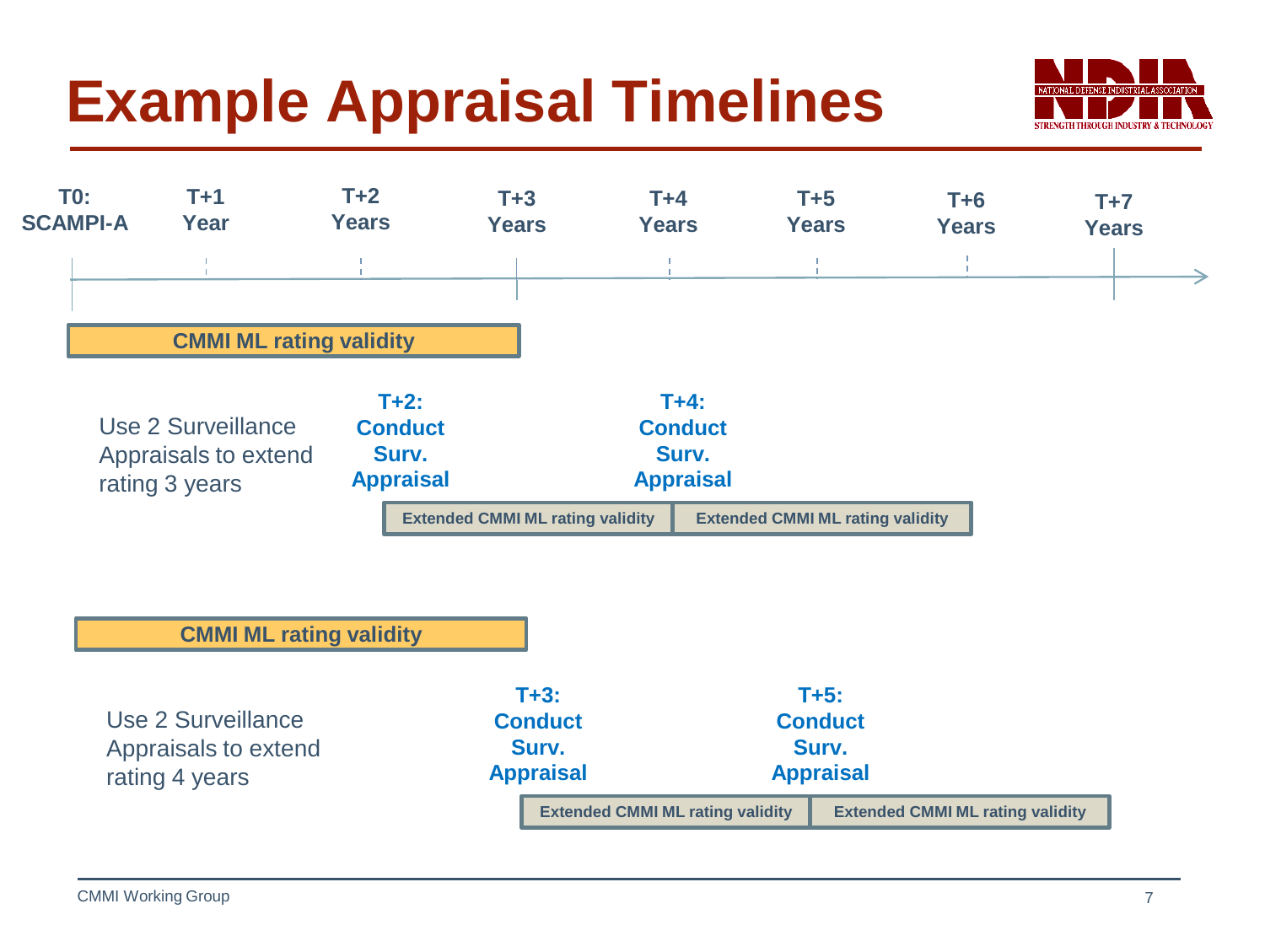# Example Appraisal Timelines

T0: SCAMPI-A | T+1 Year | T+2 Years | T+3 Years | T+4 Years | T+5 Years | T+6 Years | T+7 Years

**CMMI ML rating validity**

Use 2 Surveillance Appraisals to extend rating 3 years

**T+2: Conduct Surv. Appraisal**

**T+4: Conduct Surv. Appraisal**

**Extended CMMI ML rating validity** | **Extended CMMI ML rating validity**

**CMMI ML rating validity**

Use 2 Surveillance Appraisals to extend rating 4 years

**T+3: Conduct Surv. Appraisal**

**T+5: Conduct Surv. Appraisal**

**Extended CMMI ML rating validity** | **Extended CMMI ML rating validity**

CMMI Working Group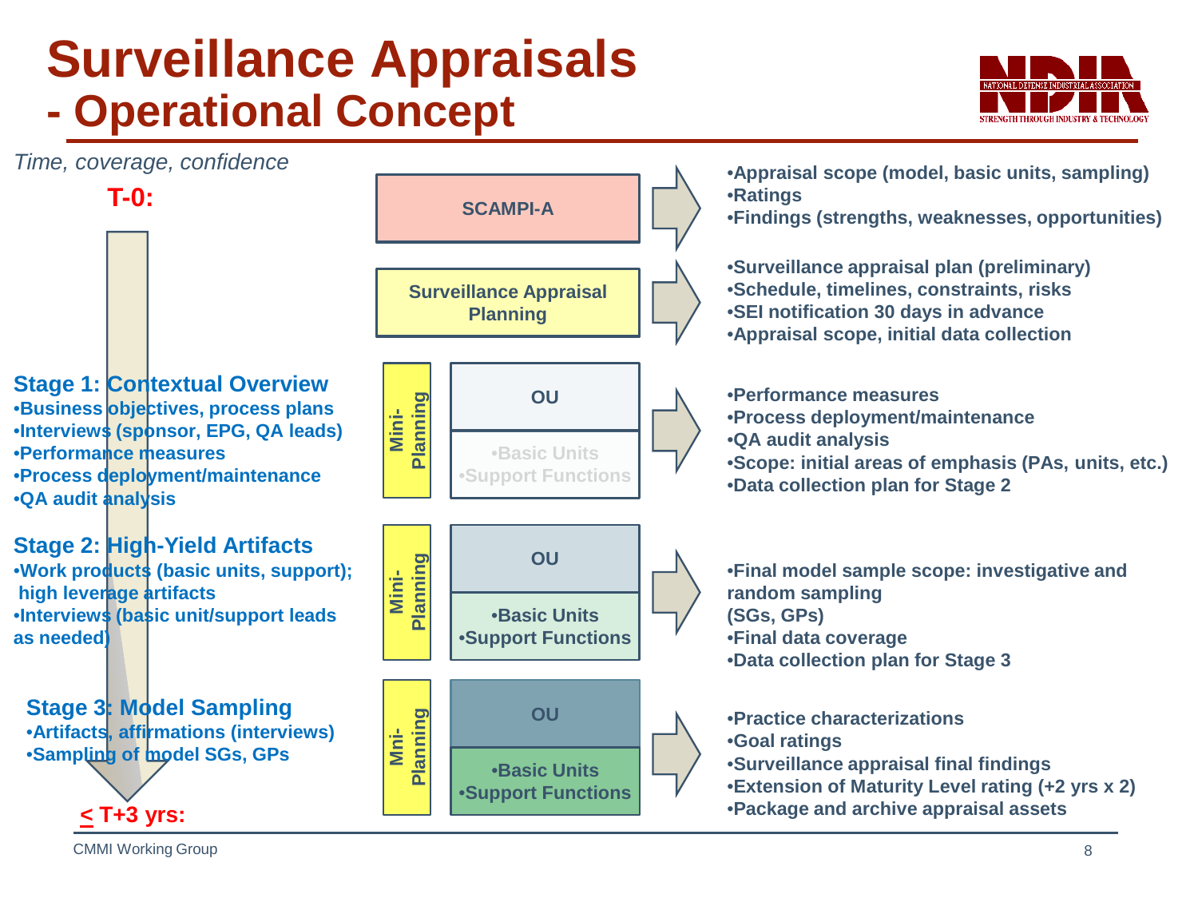# Surveillance Appraisals - Operational Concept

*Time, coverage, confidence*

**T-0:**

**SCAMPI-A**
- Appraisal scope (model, basic units, sampling)
- Ratings
- Findings (strengths, weaknesses, opportunities)

**Surveillance Appraisal Planning**
- Surveillance appraisal plan (preliminary)
- Schedule, timelines, constraints, risks
- SEI notification 30 days in advance
- Appraisal scope, initial data collection

### Stage 1: Contextual Overview
- Business objectives, process plans
- Interviews (sponsor, EPG, QA leads)
- Performance measures
- Process deployment/maintenance
- QA audit analysis

Mini-Planning — OU (•Basic Units •Support Functions)

- Performance measures
- Process deployment/maintenance
- QA audit analysis
- Scope: initial areas of emphasis (PAs, units, etc.)
- Data collection plan for Stage 2

### Stage 2: High-Yield Artifacts
- Work products (basic units, support); high leverage artifacts
- Interviews (basic unit/support leads as needed)

Mini-Planning — OU (•Basic Units •Support Functions)

- Final model sample scope: investigative and random sampling (SGs, GPs)
- Final data coverage
- Data collection plan for Stage 3

### Stage 3: Model Sampling
- Artifacts, affirmations (interviews)
- Sampling of model SGs, GPs

Mni-Planning — OU (•Basic Units •Support Functions)

- Practice characterizations
- Goal ratings
- Surveillance appraisal final findings
- Extension of Maturity Level rating (+2 yrs x 2)
- Package and archive appraisal assets

**≤ T+3 yrs:**

CMMI Working Group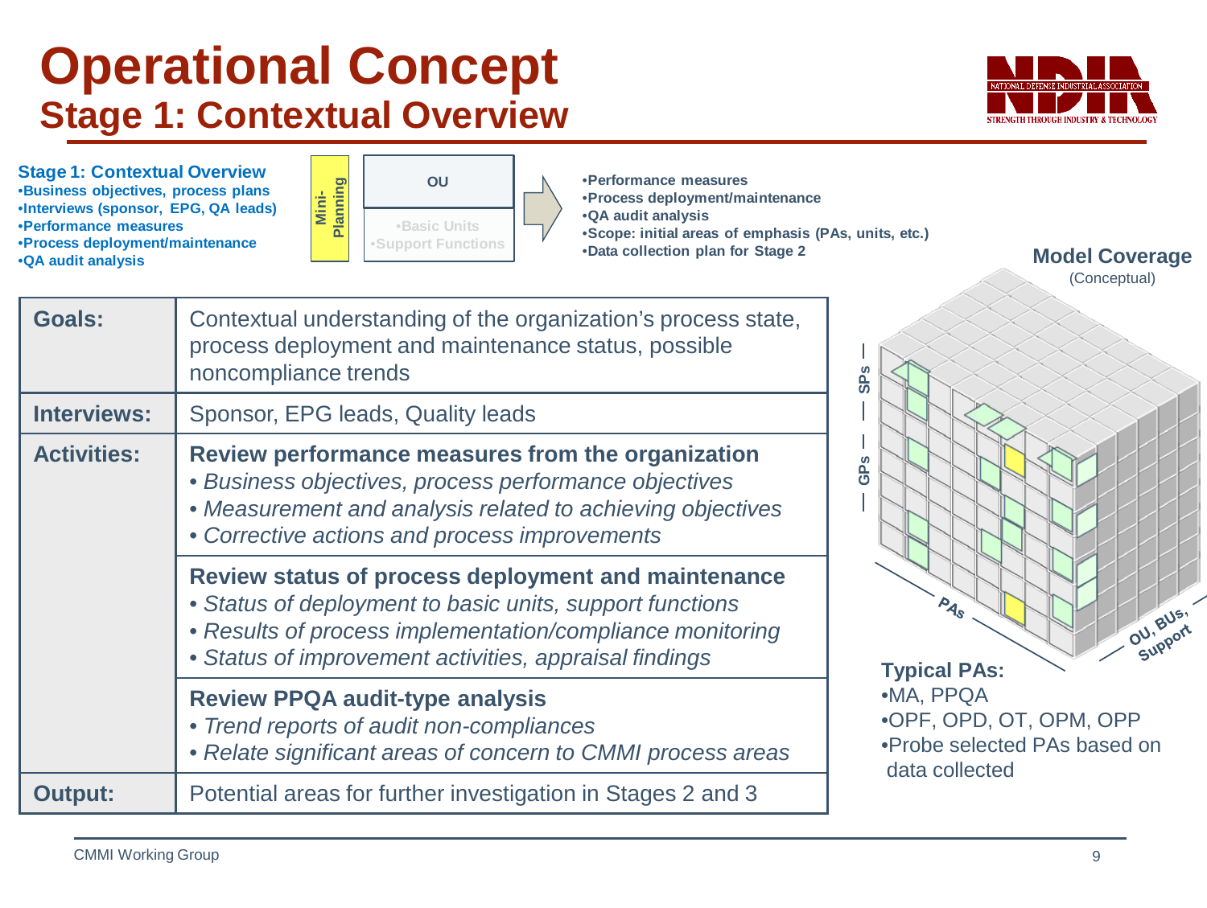# Operational Concept

## Stage 1: Contextual Overview

**Stage 1: Contextual Overview**

- **Business objectives, process plans**
- **Interviews (sponsor, EPG, QA leads)**
- **Performance measures**
- **Process deployment/maintenance**
- **QA audit analysis**

Mini-Planning

OU

- Basic Units
- Support Functions

- **Performance measures**
- **Process deployment/maintenance**
- **QA audit analysis**
- **Scope: initial areas of emphasis (PAs, units, etc.)**
- **Data collection plan for Stage 2**

| | |
|---|---|
| **Goals:** | Contextual understanding of the organization's process state, process deployment and maintenance status, possible noncompliance trends |
| **Interviews:** | Sponsor, EPG leads, Quality leads |
| **Activities:** | **Review performance measures from the organization**<br>• *Business objectives, process performance objectives*<br>• *Measurement and analysis related to achieving objectives*<br>• *Corrective actions and process improvements* |
| | **Review status of process deployment and maintenance**<br>• *Status of deployment to basic units, support functions*<br>• *Results of process implementation/compliance monitoring*<br>• *Status of improvement activities, appraisal findings* |
| | **Review PPQA audit-type analysis**<br>• *Trend reports of audit non-compliances*<br>• *Relate significant areas of concern to CMMI process areas* |
| **Output:** | Potential areas for further investigation in Stages 2 and 3 |

**Model Coverage**
(Conceptual)

SPs — GPs — PAs — OU, BUs, Support

**Typical PAs:**

- MA, PPQA
- OPF, OPD, OT, OPM, OPP
- Probe selected PAs based on data collected

CMMI Working Group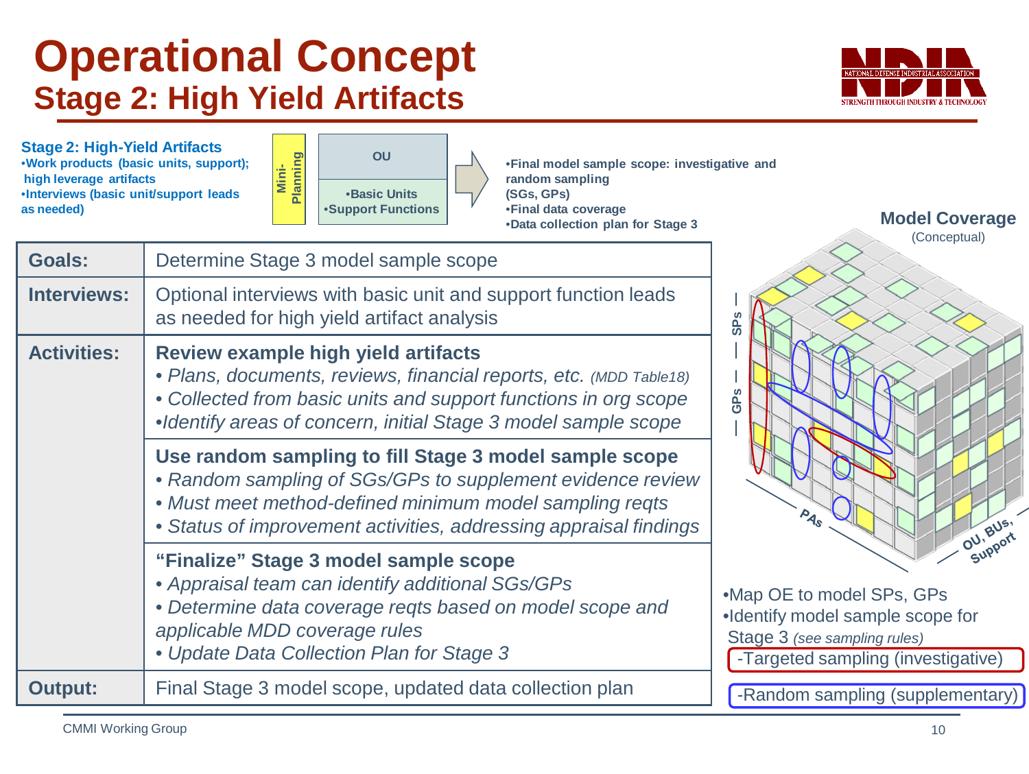# Operational Concept
## Stage 2: High Yield Artifacts

**Stage 2: High-Yield Artifacts**
- **Work products (basic units, support); high leverage artifacts**
- **Interviews (basic unit/support leads as needed)**

**Mini-Planning**

**OU**
- **Basic Units**
- **Support Functions**

- **Final model sample scope: investigative and random sampling (SGs, GPs)**
- **Final data coverage**
- **Data collection plan for Stage 3**

| | |
|---|---|
| **Goals:** | Determine Stage 3 model sample scope |
| **Interviews:** | Optional interviews with basic unit and support function leads as needed for high yield artifact analysis |
| **Activities:** | **Review example high yield artifacts**<br>• *Plans, documents, reviews, financial reports, etc. (MDD Table18)*<br>• *Collected from basic units and support functions in org scope*<br>• *Identify areas of concern, initial Stage 3 model sample scope* |
| | **Use random sampling to fill Stage 3 model sample scope**<br>• *Random sampling of SGs/GPs to supplement evidence review*<br>• *Must meet method-defined minimum model sampling reqts*<br>• *Status of improvement activities, addressing appraisal findings* |
| | **"Finalize" Stage 3 model sample scope**<br>• *Appraisal team can identify additional SGs/GPs*<br>• *Determine data coverage reqts based on model scope and applicable MDD coverage rules*<br>• *Update Data Collection Plan for Stage 3* |
| **Output:** | Final Stage 3 model scope, updated data collection plan |

**Model Coverage** (Conceptual)

SPs — GPs — PAs — OU, BUs, Support

- Map OE to model SPs, GPs
- Identify model sample scope for Stage 3 *(see sampling rules)*
  - -Targeted sampling (investigative)
  - -Random sampling (supplementary)

CMMI Working Group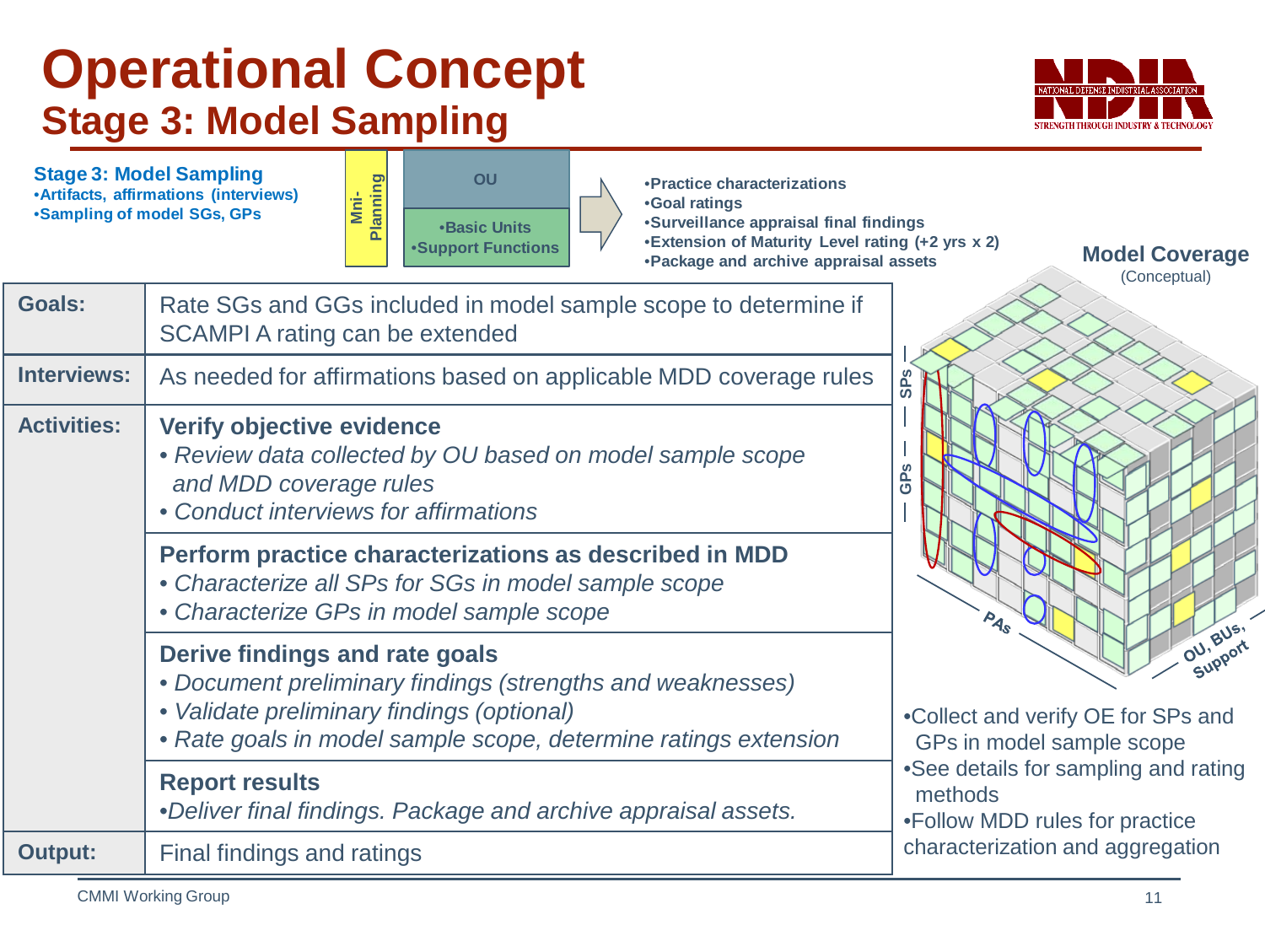# Operational Concept
## Stage 3: Model Sampling

**Stage 3: Model Sampling**
- Artifacts, affirmations (interviews)
- Sampling of model SGs, GPs

Mni-Planning

OU
- Basic Units
- Support Functions

- Practice characterizations
- Goal ratings
- Surveillance appraisal final findings
- Extension of Maturity Level rating (+2 yrs x 2)
- Package and archive appraisal assets

| | |
|---|---|
| **Goals:** | Rate SGs and GGs included in model sample scope to determine if SCAMPI A rating can be extended |
| **Interviews:** | As needed for affirmations based on applicable MDD coverage rules |
| **Activities:** | **Verify objective evidence**<br>• *Review data collected by OU based on model sample scope and MDD coverage rules*<br>• *Conduct interviews for affirmations* |
| | **Perform practice characterizations as described in MDD**<br>• *Characterize all SPs for SGs in model sample scope*<br>• *Characterize GPs in model sample scope* |
| | **Derive findings and rate goals**<br>• *Document preliminary findings (strengths and weaknesses)*<br>• *Validate preliminary findings (optional)*<br>• *Rate goals in model sample scope, determine ratings extension* |
| | **Report results**<br>• *Deliver final findings. Package and archive appraisal assets.* |
| **Output:** | Final findings and ratings |

**Model Coverage**
(Conceptual)

SPs, GPs, PAs, OU, BUs, Support

- Collect and verify OE for SPs and GPs in model sample scope
- See details for sampling and rating methods
- Follow MDD rules for practice characterization and aggregation

CMMI Working Group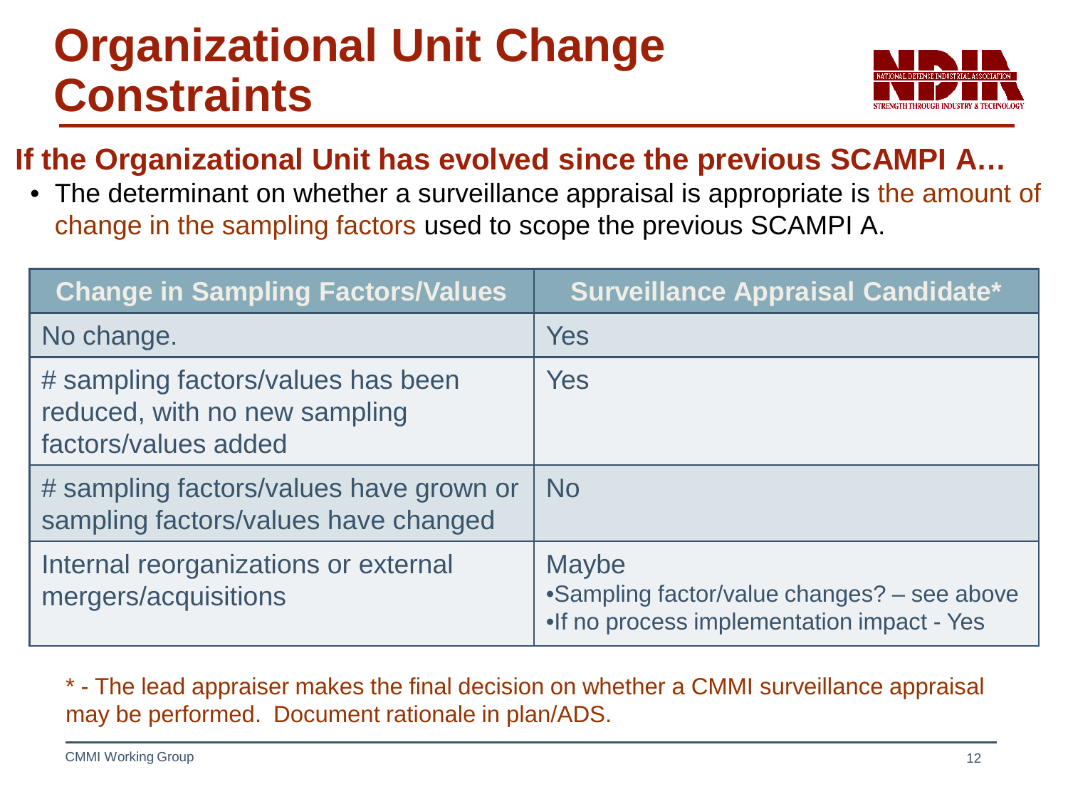# Organizational Unit Change Constraints

## If the Organizational Unit has evolved since the previous SCAMPI A…

- The determinant on whether a surveillance appraisal is appropriate is the amount of change in the sampling factors used to scope the previous SCAMPI A.

| Change in Sampling Factors/Values | Surveillance Appraisal Candidate* |
|---|---|
| No change. | Yes |
| # sampling factors/values has been reduced, with no new sampling factors/values added | Yes |
| # sampling factors/values have grown or sampling factors/values have changed | No |
| Internal reorganizations or external mergers/acquisitions | Maybe<br>•Sampling factor/value changes? – see above<br>•If no process implementation impact - Yes |

* - The lead appraiser makes the final decision on whether a CMMI surveillance appraisal may be performed. Document rationale in plan/ADS.

CMMI Working Group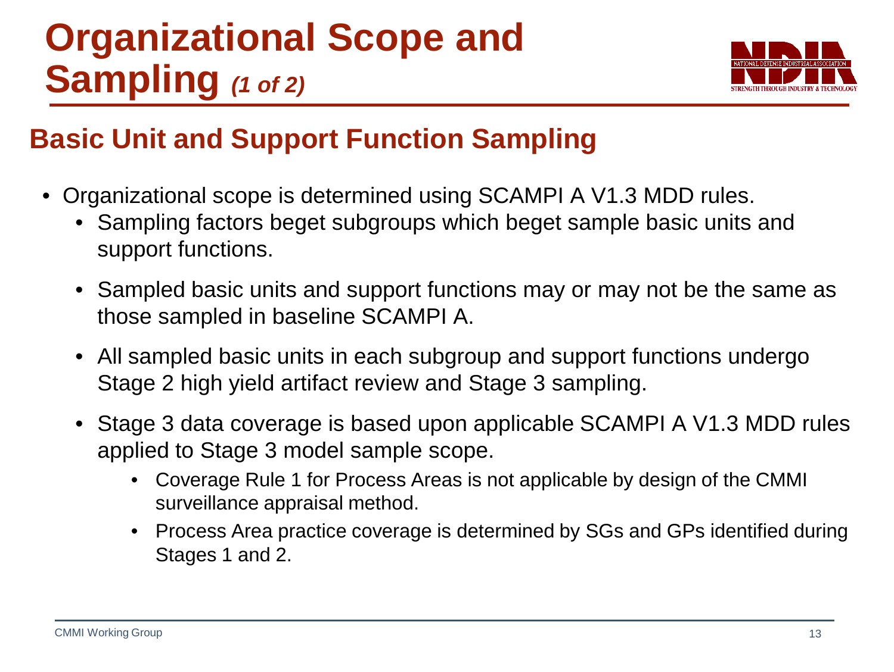# Organizational Scope and Sampling *(1 of 2)*

## Basic Unit and Support Function Sampling

- Organizational scope is determined using SCAMPI A V1.3 MDD rules.
  - Sampling factors beget subgroups which beget sample basic units and support functions.
  - Sampled basic units and support functions may or may not be the same as those sampled in baseline SCAMPI A.
  - All sampled basic units in each subgroup and support functions undergo Stage 2 high yield artifact review and Stage 3 sampling.
  - Stage 3 data coverage is based upon applicable SCAMPI A V1.3 MDD rules applied to Stage 3 model sample scope.
    - Coverage Rule 1 for Process Areas is not applicable by design of the CMMI surveillance appraisal method.
    - Process Area practice coverage is determined by SGs and GPs identified during Stages 1 and 2.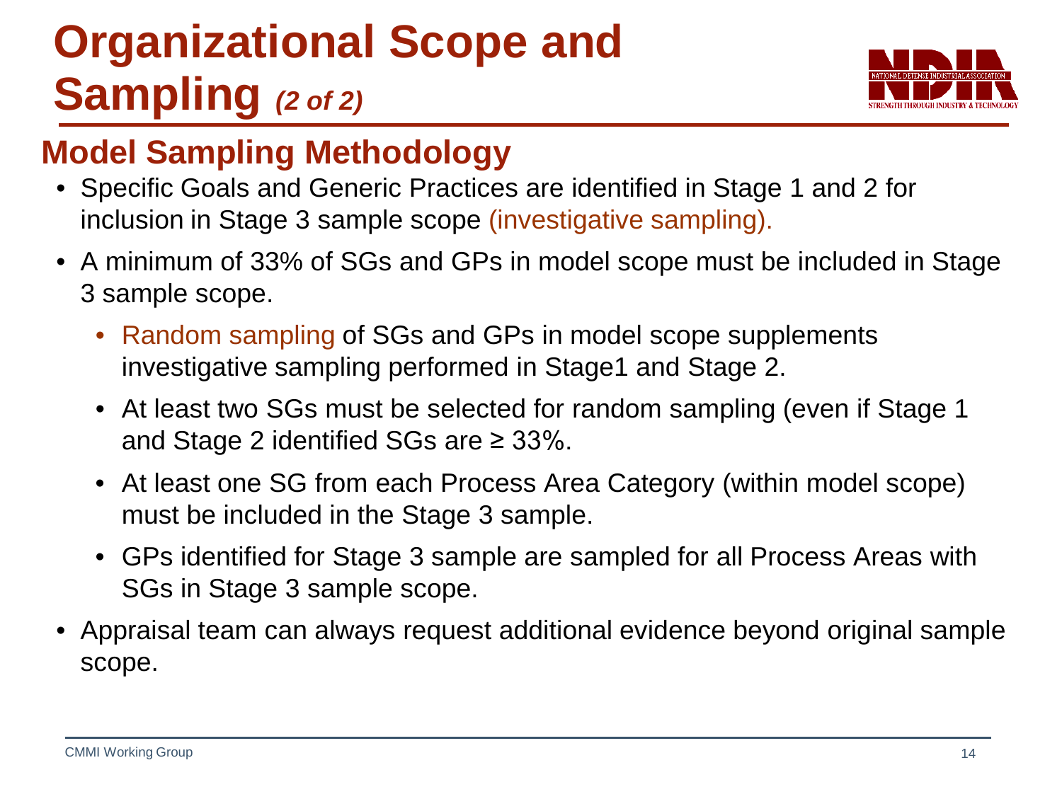# Organizational Scope and Sampling *(2 of 2)*

## Model Sampling Methodology

- Specific Goals and Generic Practices are identified in Stage 1 and 2 for inclusion in Stage 3 sample scope (investigative sampling).
- A minimum of 33% of SGs and GPs in model scope must be included in Stage 3 sample scope.
  - Random sampling of SGs and GPs in model scope supplements investigative sampling performed in Stage1 and Stage 2.
  - At least two SGs must be selected for random sampling (even if Stage 1 and Stage 2 identified SGs are ≥ 33%.
  - At least one SG from each Process Area Category (within model scope) must be included in the Stage 3 sample.
  - GPs identified for Stage 3 sample are sampled for all Process Areas with SGs in Stage 3 sample scope.
- Appraisal team can always request additional evidence beyond original sample scope.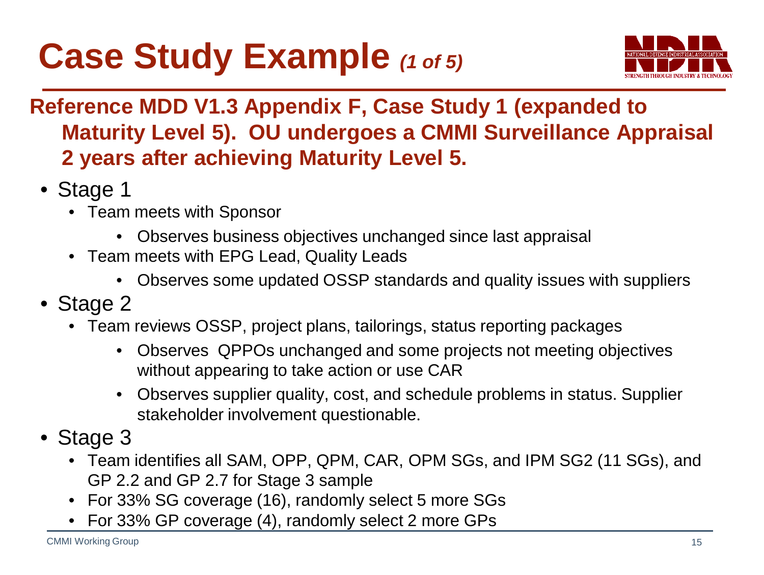# Case Study Example *(1 of 5)*

**Reference MDD V1.3 Appendix F, Case Study 1 (expanded to Maturity Level 5). OU undergoes a CMMI Surveillance Appraisal 2 years after achieving Maturity Level 5.**

- Stage 1
  - Team meets with Sponsor
    - Observes business objectives unchanged since last appraisal
  - Team meets with EPG Lead, Quality Leads
    - Observes some updated OSSP standards and quality issues with suppliers
- Stage 2
  - Team reviews OSSP, project plans, tailorings, status reporting packages
    - Observes QPPOs unchanged and some projects not meeting objectives without appearing to take action or use CAR
    - Observes supplier quality, cost, and schedule problems in status. Supplier stakeholder involvement questionable.
- Stage 3
  - Team identifies all SAM, OPP, QPM, CAR, OPM SGs, and IPM SG2 (11 SGs), and GP 2.2 and GP 2.7 for Stage 3 sample
  - For 33% SG coverage (16), randomly select 5 more SGs
  - For 33% GP coverage (4), randomly select 2 more GPs

CMMI Working Group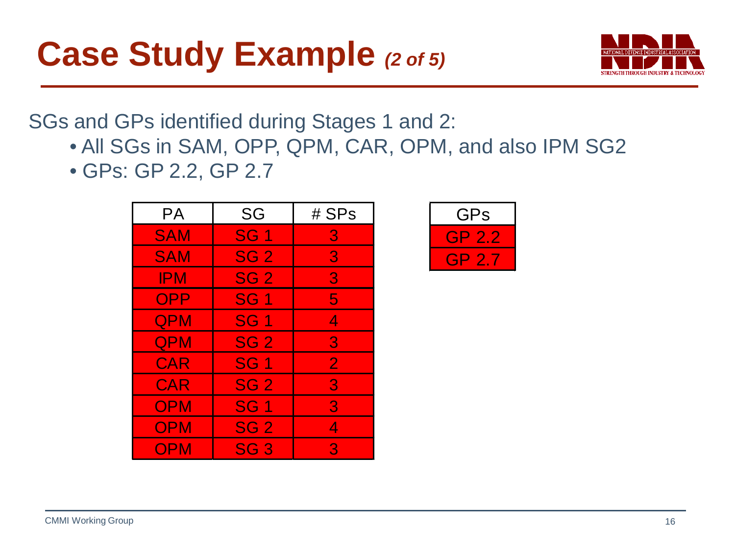# Case Study Example *(2 of 5)*

SGs and GPs identified during Stages 1 and 2:

- All SGs in SAM, OPP, QPM, CAR, OPM, and also IPM SG2
- GPs: GP 2.2, GP 2.7

| PA | SG | # SPs |
|---|---|---|
| SAM | SG 1 | 3 |
| SAM | SG 2 | 3 |
| IPM | SG 2 | 3 |
| OPP | SG 1 | 5 |
| QPM | SG 1 | 4 |
| QPM | SG 2 | 3 |
| CAR | SG 1 | 2 |
| CAR | SG 2 | 3 |
| OPM | SG 1 | 3 |
| OPM | SG 2 | 4 |
| OPM | SG 3 | 3 |

| GPs |
|---|
| GP 2.2 |
| GP 2.7 |

CMMI Working Group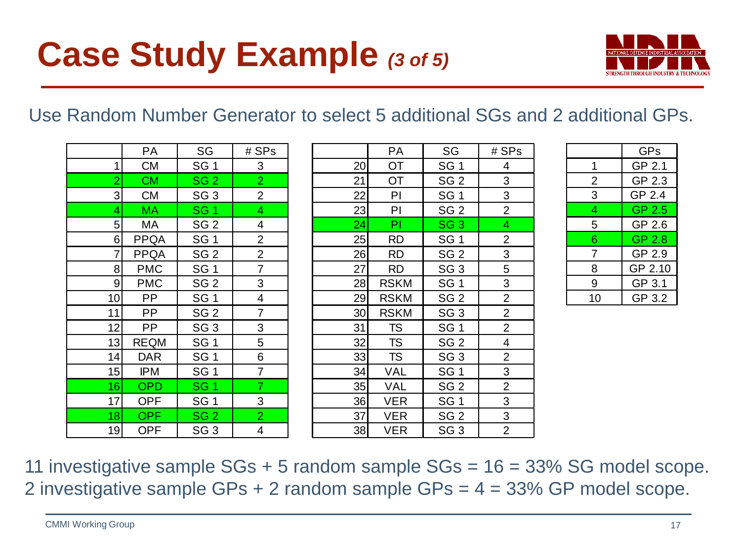# Case Study Example *(3 of 5)*

Use Random Number Generator to select 5 additional SGs and 2 additional GPs.

| | PA | SG | # SPs |
|---|---|---|---|
| 1 | CM | SG 1 | 3 |
| 2 | CM | SG 2 | 2 |
| 3 | CM | SG 3 | 2 |
| 4 | MA | SG 1 | 4 |
| 5 | MA | SG 2 | 4 |
| 6 | PPQA | SG 1 | 2 |
| 7 | PPQA | SG 2 | 2 |
| 8 | PMC | SG 1 | 7 |
| 9 | PMC | SG 2 | 3 |
| 10 | PP | SG 1 | 4 |
| 11 | PP | SG 2 | 7 |
| 12 | PP | SG 3 | 3 |
| 13 | REQM | SG 1 | 5 |
| 14 | DAR | SG 1 | 6 |
| 15 | IPM | SG 1 | 7 |
| 16 | OPD | SG 1 | 7 |
| 17 | OPF | SG 1 | 3 |
| 18 | OPF | SG 2 | 2 |
| 19 | OPF | SG 3 | 4 |

| | PA | SG | # SPs |
|---|---|---|---|
| 20 | OT | SG 1 | 4 |
| 21 | OT | SG 2 | 3 |
| 22 | PI | SG 1 | 3 |
| 23 | PI | SG 2 | 2 |
| 24 | PI | SG 3 | 4 |
| 25 | RD | SG 1 | 2 |
| 26 | RD | SG 2 | 3 |
| 27 | RD | SG 3 | 5 |
| 28 | RSKM | SG 1 | 3 |
| 29 | RSKM | SG 2 | 2 |
| 30 | RSKM | SG 3 | 2 |
| 31 | TS | SG 1 | 2 |
| 32 | TS | SG 2 | 4 |
| 33 | TS | SG 3 | 2 |
| 34 | VAL | SG 1 | 3 |
| 35 | VAL | SG 2 | 2 |
| 36 | VER | SG 1 | 3 |
| 37 | VER | SG 2 | 3 |
| 38 | VER | SG 3 | 2 |

| | GPs |
|---|---|
| 1 | GP 2.1 |
| 2 | GP 2.3 |
| 3 | GP 2.4 |
| 4 | GP 2.5 |
| 5 | GP 2.6 |
| 6 | GP 2.8 |
| 7 | GP 2.9 |
| 8 | GP 2.10 |
| 9 | GP 3.1 |
| 10 | GP 3.2 |

11 investigative sample SGs + 5 random sample SGs = 16 = 33% SG model scope.
2 investigative sample GPs + 2 random sample GPs = 4 = 33% GP model scope.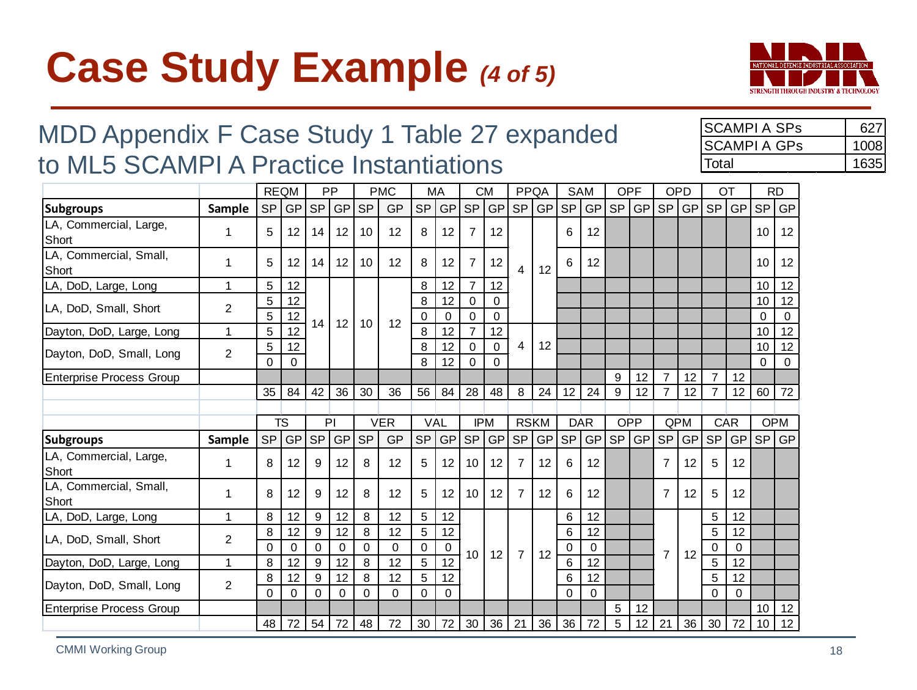# Case Study Example *(4 of 5)*

## MDD Appendix F Case Study 1 Table 27 expanded to ML5 SCAMPI A Practice Instantiations

| | |
|---|---|
| SCAMPI A SPs | 627 |
| SCAMPI A GPs | 1008 |
| Total | 1635 |

| | | REQM | | PP | | PMC | | MA | | CM | | PPQA | | SAM | | OPF | | OPD | | OT | | RD | |
|---|---|---|---|---|---|---|---|---|---|---|---|---|---|---|---|---|---|---|---|---|---|---|---|
| **Subgroups** | **Sample** | SP | GP | SP | GP | SP | GP | SP | GP | SP | GP | SP | GP | SP | GP | SP | GP | SP | GP | SP | GP | SP | GP |
| LA, Commercial, Large, Short | 1 | 5 | 12 | 14 | 12 | 10 | 12 | 8 | 12 | 7 | 12 | 4 | 12 | 6 | 12 | | | | | | | 10 | 12 |
| LA, Commercial, Small, Short | 1 | 5 | 12 | 14 | 12 | 10 | 12 | 8 | 12 | 7 | 12 | | | 6 | 12 | | | | | | | 10 | 12 |
| LA, DoD, Large, Long | 1 | 5 | 12 | 14 | 12 | 10 | 12 | 8 | 12 | 7 | 12 | | | | | | | | | | | 10 | 12 |
| LA, DoD, Small, Short | 2 | 5 | 12 | | | | | 8 | 12 | 0 | 0 | | | | | | | | | | | 10 | 12 |
| | | 5 | 12 | | | | | 0 | 0 | 0 | 0 | | | | | | | | | | | 0 | 0 |
| Dayton, DoD, Large, Long | 1 | 5 | 12 | | | | | 8 | 12 | 7 | 12 | 4 | 12 | | | | | | | | | 10 | 12 |
| Dayton, DoD, Small, Long | 2 | 5 | 12 | | | | | 8 | 12 | 0 | 0 | | | | | | | | | | | 10 | 12 |
| | | 0 | 0 | | | | | 8 | 12 | 0 | 0 | | | | | | | | | | | 0 | 0 |
| Enterprise Process Group | | | | | | | | | | | | | | | | 9 | 12 | 7 | 12 | 7 | 12 | | |
| | | 35 | 84 | 42 | 36 | 30 | 36 | 56 | 84 | 28 | 48 | 8 | 24 | 12 | 24 | 9 | 12 | 7 | 12 | 7 | 12 | 60 | 72 |

| | | TS | | PI | | VER | | VAL | | IPM | | RSKM | | DAR | | OPP | | QPM | | CAR | | OPM | |
|---|---|---|---|---|---|---|---|---|---|---|---|---|---|---|---|---|---|---|---|---|---|---|---|
| **Subgroups** | **Sample** | SP | GP | SP | GP | SP | GP | SP | GP | SP | GP | SP | GP | SP | GP | SP | GP | SP | GP | SP | GP | SP | GP |
| LA, Commercial, Large, Short | 1 | 8 | 12 | 9 | 12 | 8 | 12 | 5 | 12 | 10 | 12 | 7 | 12 | 6 | 12 | | | 7 | 12 | 5 | 12 | | |
| LA, Commercial, Small, Short | 1 | 8 | 12 | 9 | 12 | 8 | 12 | 5 | 12 | 10 | 12 | 7 | 12 | 6 | 12 | | | 7 | 12 | 5 | 12 | | |
| LA, DoD, Large, Long | 1 | 8 | 12 | 9 | 12 | 8 | 12 | 5 | 12 | 10 | 12 | 7 | 12 | 6 | 12 | | | 7 | 12 | 5 | 12 | | |
| LA, DoD, Small, Short | 2 | 8 | 12 | 9 | 12 | 8 | 12 | 5 | 12 | | | | | 6 | 12 | | | | | 5 | 12 | | |
| | | 0 | 0 | 0 | 0 | 0 | 0 | 0 | 0 | | | | | 0 | 0 | | | | | 0 | 0 | | |
| Dayton, DoD, Large, Long | 1 | 8 | 12 | 9 | 12 | 8 | 12 | 5 | 12 | | | | | 6 | 12 | | | | | 5 | 12 | | |
| Dayton, DoD, Small, Long | 2 | 8 | 12 | 9 | 12 | 8 | 12 | 5 | 12 | | | | | 6 | 12 | | | | | 5 | 12 | | |
| | | 0 | 0 | 0 | 0 | 0 | 0 | 0 | 0 | | | | | 0 | 0 | | | | | 0 | 0 | | |
| Enterprise Process Group | | | | | | | | | | | | | | | | 5 | 12 | | | | | 10 | 12 |
| | | 48 | 72 | 54 | 72 | 48 | 72 | 30 | 72 | 30 | 36 | 21 | 36 | 36 | 72 | 5 | 12 | 21 | 36 | 30 | 72 | 10 | 12 |

CMMI Working Group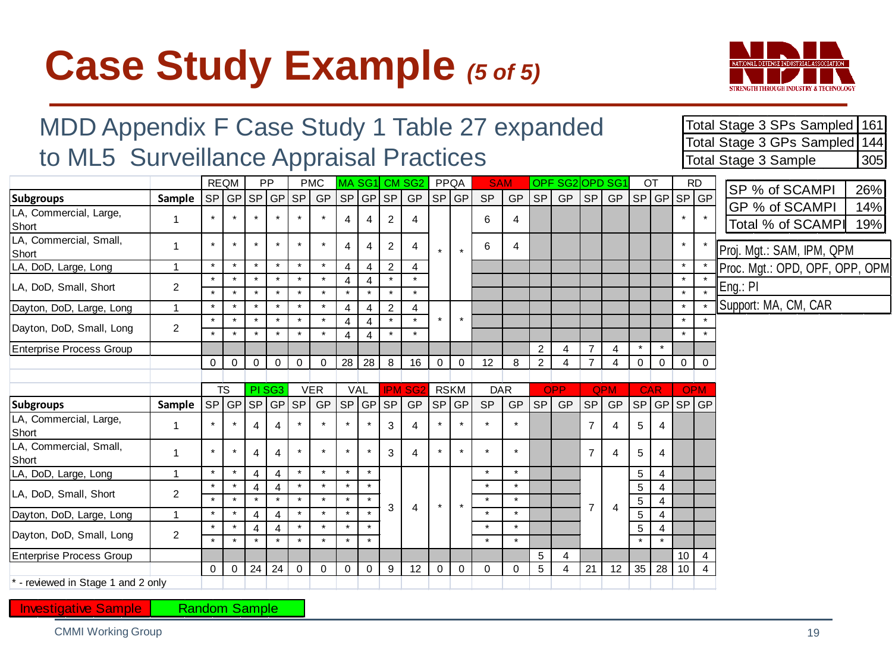# Case Study Example *(5 of 5)*

## MDD Appendix F Case Study 1 Table 27 expanded to ML5 Surveillance Appraisal Practices

| | |
|---|---|
| Total Stage 3 SPs Sampled | 161 |
| Total Stage 3 GPs Sampled | 144 |
| Total Stage 3 Sample | 305 |

| | REQM | | PP | | PMC | | MA SG1 | | CM SG2 | | PPQA | | SAM | | OPF SG2 | | OPD SG1 | | OT | | RD | |
|---|---|---|---|---|---|---|---|---|---|---|---|---|---|---|---|---|---|---|---|---|---|---|
| **Subgroups** / **Sample** | SP | GP | SP | GP | SP | GP | SP | GP | SP | GP | SP | GP | SP | GP | SP | GP | SP | GP | SP | GP | SP | GP |
| LA, Commercial, Large, Short (1) | * | * | * | * | * | * | 4 | 4 | 2 | 4 | | | 6 | 4 | | | | | | | * | * |
| LA, Commercial, Small, Short (1) | * | * | * | * | * | * | 4 | 4 | 2 | 4 | * | * | 6 | 4 | | | | | | | * | * |
| LA, DoD, Large, Long (1) | * | * | * | * | * | * | 4 | 4 | 2 | 4 | | | | | | | | | | | * | * |
| LA, DoD, Small, Short (2) | * | * | * | * | * | * | 4 | 4 | * | * | | | | | | | | | | | * | * |
| | * | * | * | * | * | * | * | * | * | * | | | | | | | | | | | * | * |
| Dayton, DoD, Large, Long (1) | * | * | * | * | * | * | 4 | 4 | 2 | 4 | | | | | | | | | | | * | * |
| Dayton, DoD, Small, Long (2) | * | * | * | * | * | * | 4 | 4 | * | * | * | * | | | | | | | | | * | * |
| | * | * | * | * | * | * | 4 | 4 | * | * | | | | | | | | | | | * | * |
| Enterprise Process Group | | | | | | | | | | | | | | | 2 | 4 | 7 | 4 | * | * | | |
| | 0 | 0 | 0 | 0 | 0 | 0 | 28 | 28 | 8 | 16 | 0 | 0 | 12 | 8 | 2 | 4 | 7 | 4 | 0 | 0 | 0 | 0 |

| | TS | | PI SG3 | | VER | | VAL | | IPM SG2 | | RSKM | | DAR | | OPP | | QPM | | CAR | | OPM | |
|---|---|---|---|---|---|---|---|---|---|---|---|---|---|---|---|---|---|---|---|---|---|---|
| **Subgroups** / **Sample** | SP | GP | SP | GP | SP | GP | SP | GP | SP | GP | SP | GP | SP | GP | SP | GP | SP | GP | SP | GP | SP | GP |
| LA, Commercial, Large, Short (1) | * | * | 4 | 4 | * | * | * | * | 3 | 4 | * | * | * | * | | | 7 | 4 | 5 | 4 | | |
| LA, Commercial, Small, Short (1) | * | * | 4 | 4 | * | * | * | * | 3 | 4 | * | * | * | * | | | 7 | 4 | 5 | 4 | | |
| LA, DoD, Large, Long (1) | * | * | 4 | 4 | * | * | * | * | | | | | * | * | | | | | 5 | 4 | | |
| LA, DoD, Small, Short (2) | * | * | 4 | 4 | * | * | * | * | | | | | * | * | | | | | 5 | 4 | | |
| | * | * | * | * | * | * | * | * | 3 | 4 | * | * | * | * | | | 7 | 4 | 5 | 4 | | |
| Dayton, DoD, Large, Long (1) | * | * | 4 | 4 | * | * | * | * | | | | | * | * | | | | | 5 | 4 | | |
| Dayton, DoD, Small, Long (2) | * | * | 4 | 4 | * | * | * | * | | | | | * | * | | | | | 5 | 4 | | |
| | * | * | * | * | * | * | * | * | | | | | * | * | | | | | * | * | | |
| Enterprise Process Group | | | | | | | | | | | | | | | 5 | 4 | | | | | 10 | 4 |
| | 0 | 0 | 24 | 24 | 0 | 0 | 0 | 0 | 9 | 12 | 0 | 0 | 0 | 0 | 5 | 4 | 21 | 12 | 35 | 28 | 10 | 4 |

\* - reviewed in Stage 1 and 2 only

| | |
|---|---|
| SP % of SCAMPI | 26% |
| GP % of SCAMPI | 14% |
| Total % of SCAMPI | 19% |

- Proj. Mgt.: SAM, IPM, QPM
- Proc. Mgt.: OPD, OPF, OPP, OPM
- Eng.: PI
- Support: MA, CM, CAR

Investigative Sample (red) | Random Sample (green)

CMMI Working Group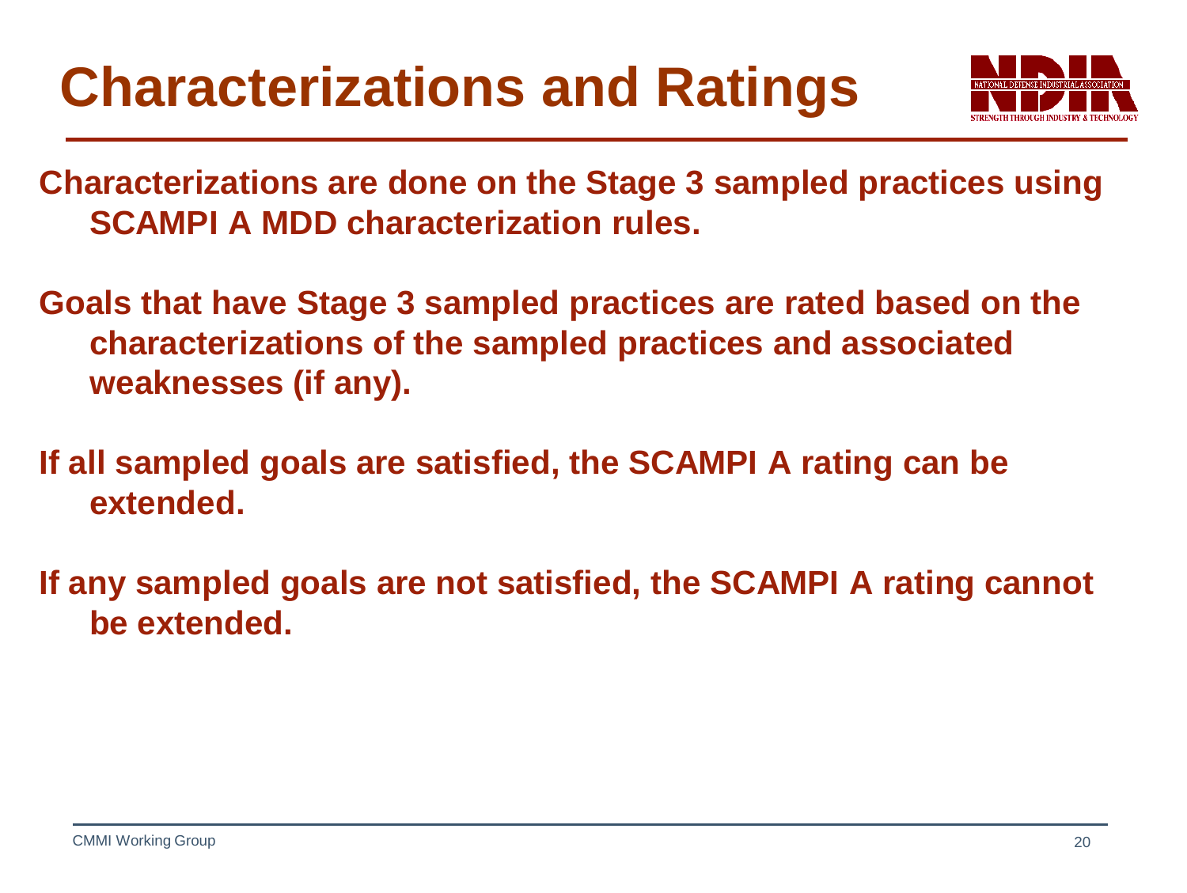# Characterizations and Ratings

Characterizations are done on the Stage 3 sampled practices using SCAMPI A MDD characterization rules.

Goals that have Stage 3 sampled practices are rated based on the characterizations of the sampled practices and associated weaknesses (if any).

If all sampled goals are satisfied, the SCAMPI A rating can be extended.

If any sampled goals are not satisfied, the SCAMPI A rating cannot be extended.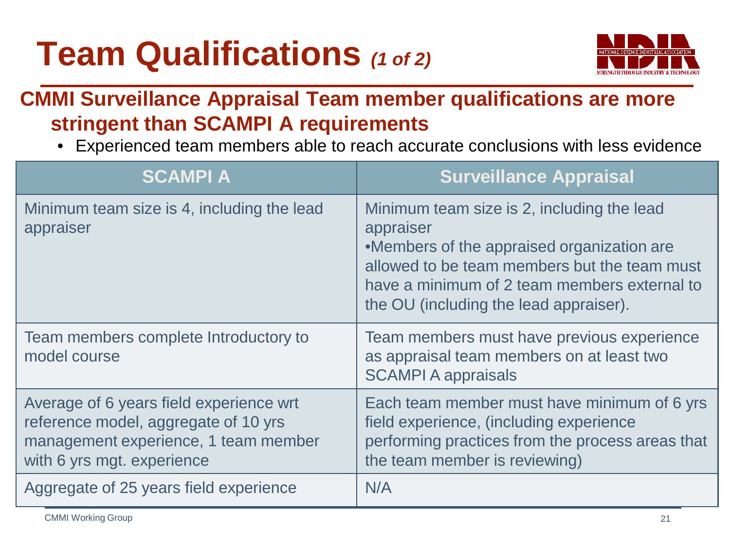# Team Qualifications *(1 of 2)*

## CMMI Surveillance Appraisal Team member qualifications are more stringent than SCAMPI A requirements

- Experienced team members able to reach accurate conclusions with less evidence

| SCAMPI A | Surveillance Appraisal |
|---|---|
| Minimum team size is 4, including the lead appraiser | Minimum team size is 2, including the lead appraiser<br>•Members of the appraised organization are allowed to be team members but the team must have a minimum of 2 team members external to the OU (including the lead appraiser). |
| Team members complete Introductory to model course | Team members must have previous experience as appraisal team members on at least two SCAMPI A appraisals |
| Average of 6 years field experience wrt reference model, aggregate of 10 yrs management experience, 1 team member with 6 yrs mgt. experience | Each team member must have minimum of 6 yrs field experience, (including experience performing practices from the process areas that the team member is reviewing) |
| Aggregate of 25 years field experience | N/A |

CMMI Working Group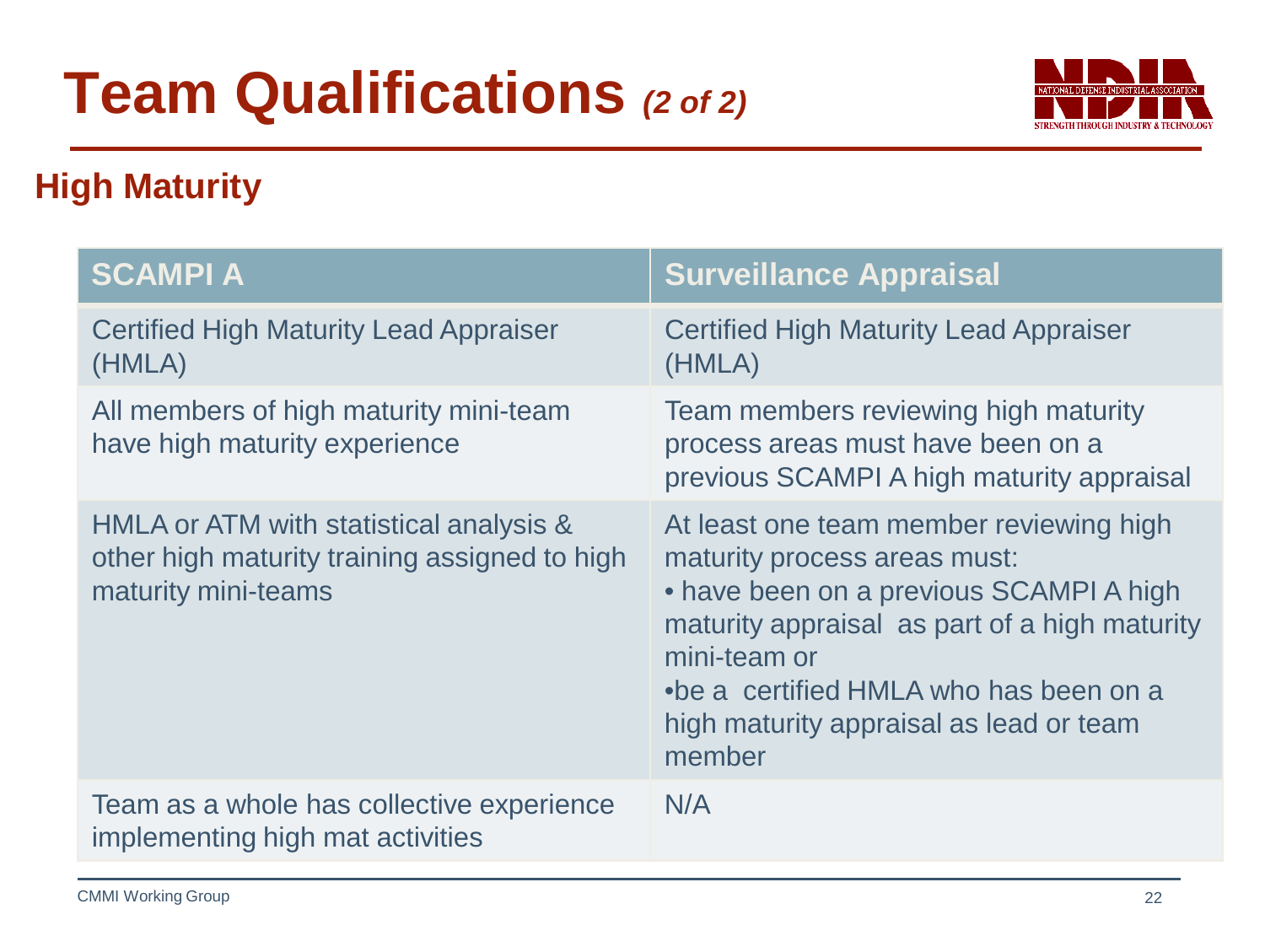# Team Qualifications *(2 of 2)*

## High Maturity

| SCAMPI A | Surveillance Appraisal |
|---|---|
| Certified High Maturity Lead Appraiser (HMLA) | Certified High Maturity Lead Appraiser (HMLA) |
| All members of high maturity mini-team have high maturity experience | Team members reviewing high maturity process areas must have been on a previous SCAMPI A high maturity appraisal |
| HMLA or ATM with statistical analysis & other high maturity training assigned to high maturity mini-teams | At least one team member reviewing high maturity process areas must:<br>• have been on a previous SCAMPI A high maturity appraisal as part of a high maturity mini-team or<br>• be a certified HMLA who has been on a high maturity appraisal as lead or team member |
| Team as a whole has collective experience implementing high mat activities | N/A |

CMMI Working Group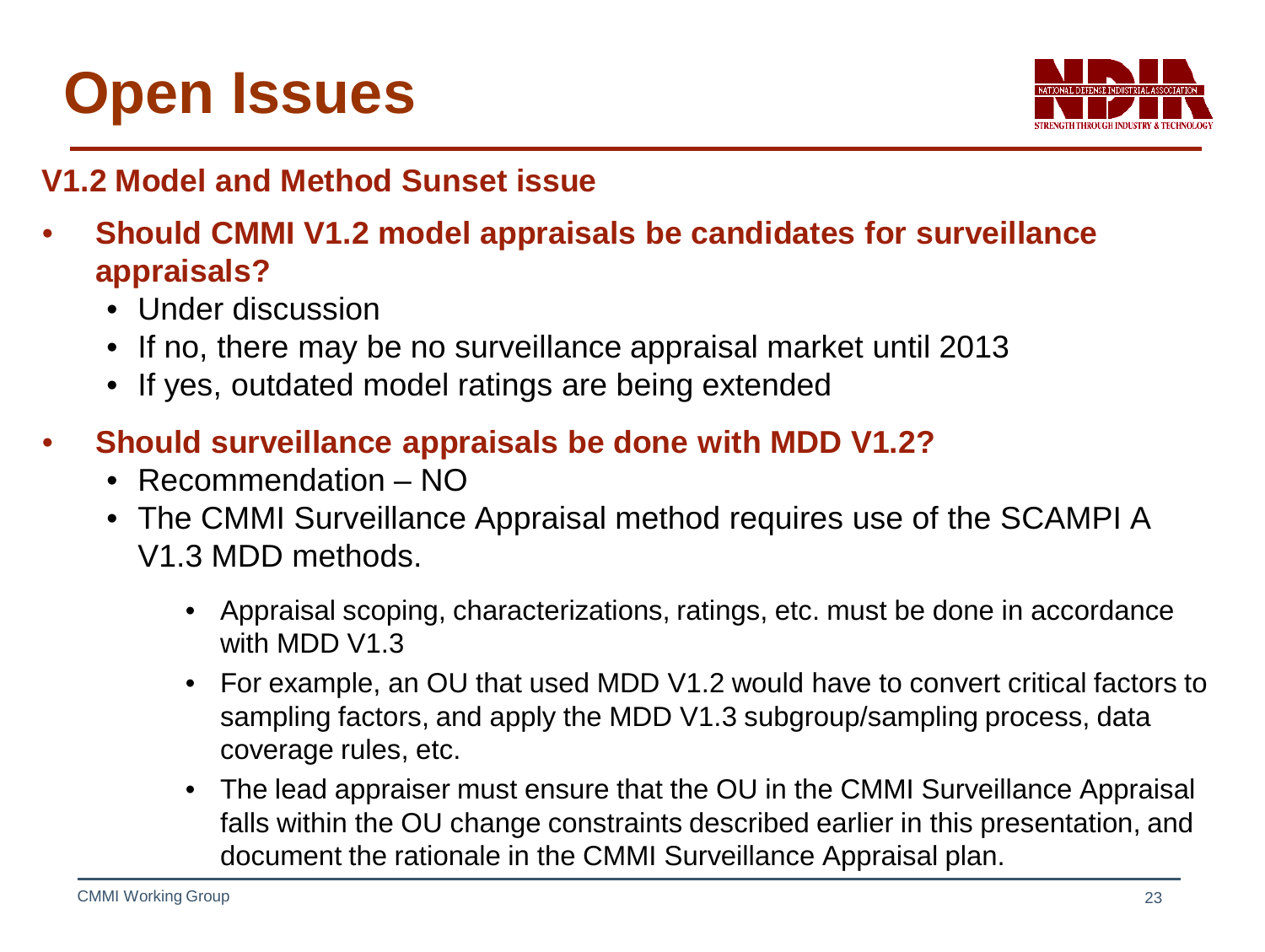# Open Issues

## V1.2 Model and Method Sunset issue

- **Should CMMI V1.2 model appraisals be candidates for surveillance appraisals?**
  - Under discussion
  - If no, there may be no surveillance appraisal market until 2013
  - If yes, outdated model ratings are being extended
- **Should surveillance appraisals be done with MDD V1.2?**
  - Recommendation – NO
  - The CMMI Surveillance Appraisal method requires use of the SCAMPI A V1.3 MDD methods.
    - Appraisal scoping, characterizations, ratings, etc. must be done in accordance with MDD V1.3
    - For example, an OU that used MDD V1.2 would have to convert critical factors to sampling factors, and apply the MDD V1.3 subgroup/sampling process, data coverage rules, etc.
    - The lead appraiser must ensure that the OU in the CMMI Surveillance Appraisal falls within the OU change constraints described earlier in this presentation, and document the rationale in the CMMI Surveillance Appraisal plan.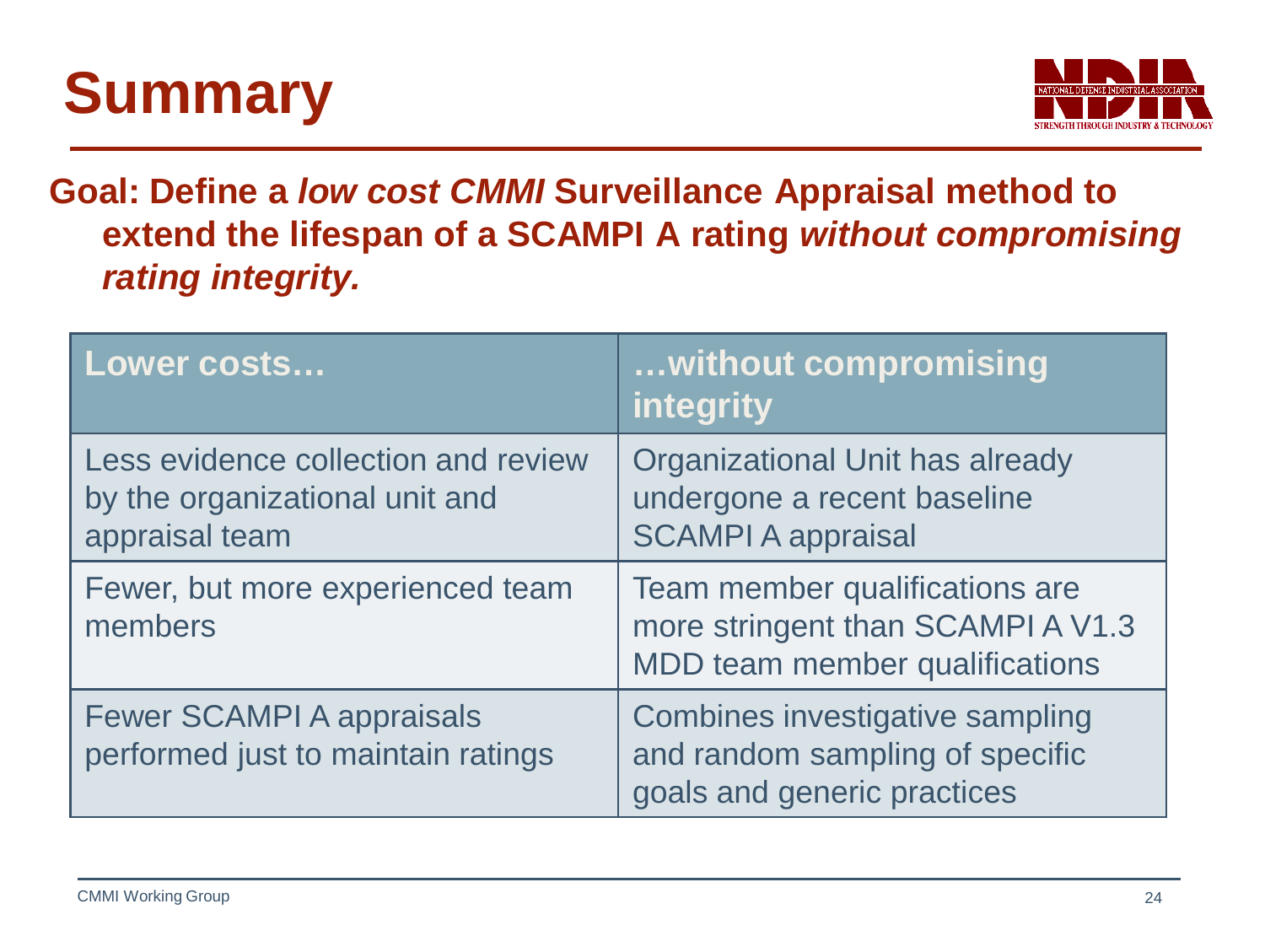# Summary

**Goal: Define a *low cost CMMI* Surveillance Appraisal method to extend the lifespan of a SCAMPI A rating *without compromising rating integrity.***

| Lower costs… | …without compromising integrity |
|---|---|
| Less evidence collection and review by the organizational unit and appraisal team | Organizational Unit has already undergone a recent baseline SCAMPI A appraisal |
| Fewer, but more experienced team members | Team member qualifications are more stringent than SCAMPI A V1.3 MDD team member qualifications |
| Fewer SCAMPI A appraisals performed just to maintain ratings | Combines investigative sampling and random sampling of specific goals and generic practices |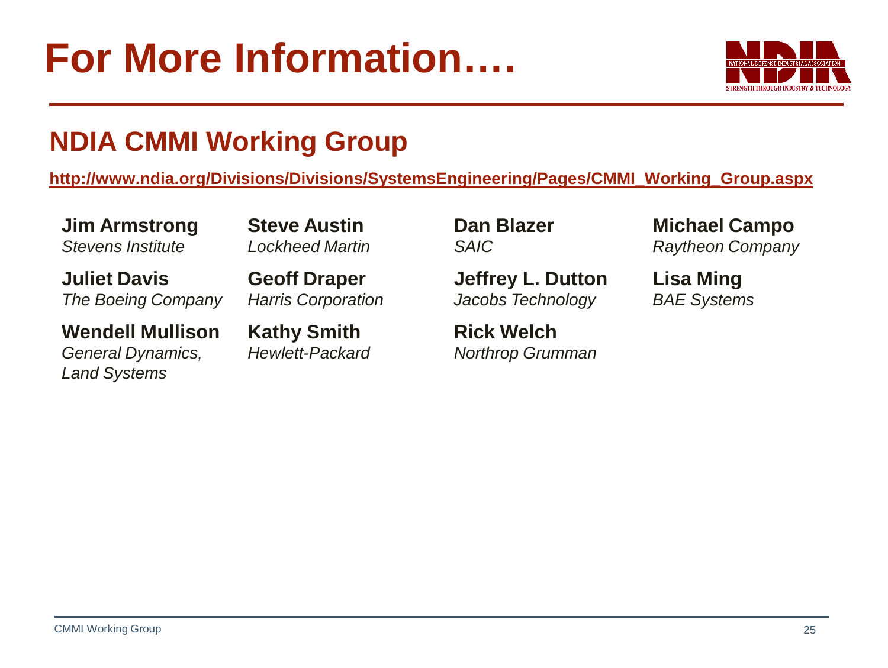# For More Information….

## NDIA CMMI Working Group

http://www.ndia.org/Divisions/Divisions/SystemsEngineering/Pages/CMMI_Working_Group.aspx

**Jim Armstrong**
*Stevens Institute*

**Steve Austin**
*Lockheed Martin*

**Dan Blazer**
*SAIC*

**Michael Campo**
*Raytheon Company*

**Juliet Davis**
*The Boeing Company*

**Geoff Draper**
*Harris Corporation*

**Jeffrey L. Dutton**
*Jacobs Technology*

**Lisa Ming**
*BAE Systems*

**Wendell Mullison**
*General Dynamics, Land Systems*

**Kathy Smith**
*Hewlett-Packard*

**Rick Welch**
*Northrop Grumman*